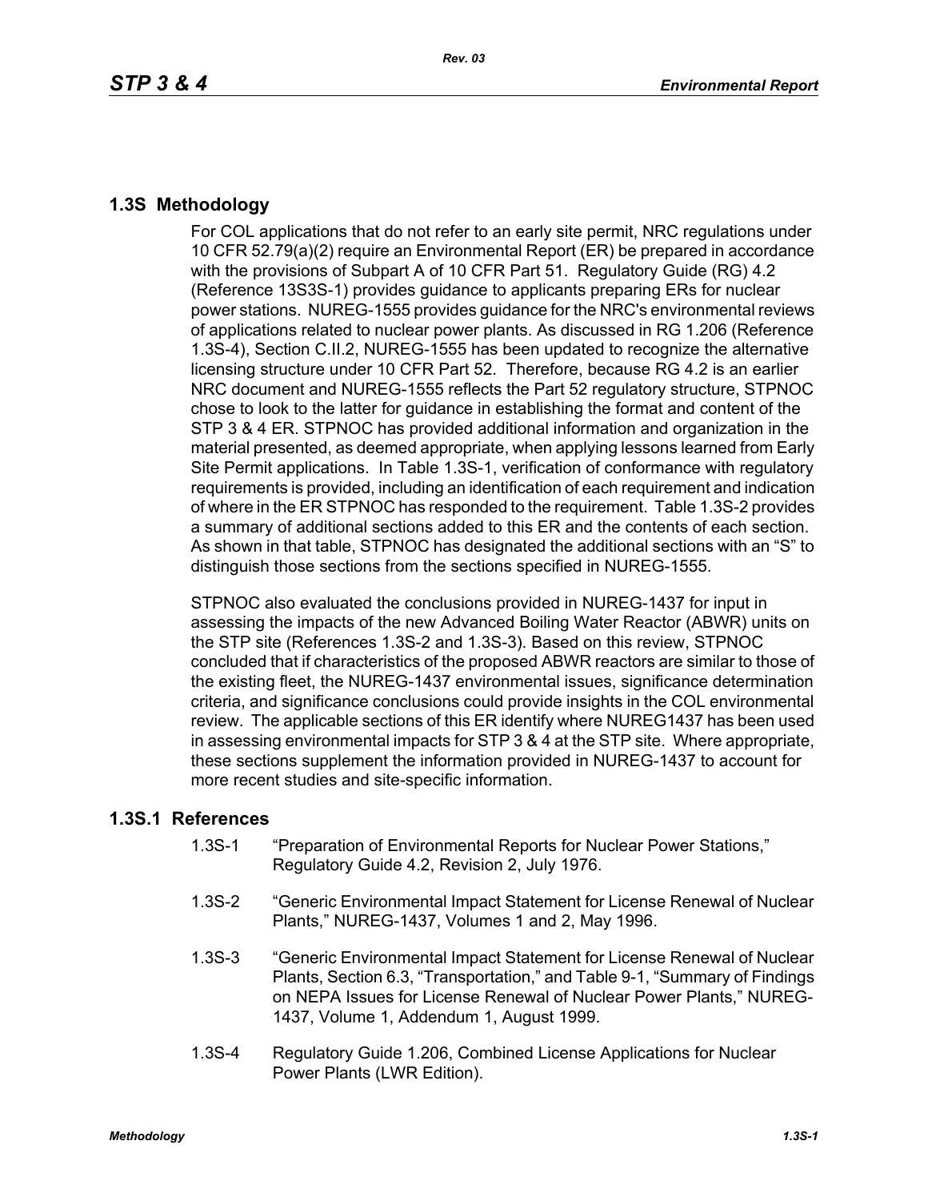## 1.3S Methodology

For COL applications that do not refer to an early site permit, NRC regulations under 10 CFR 52.79(a)(2) require an Environmental Report (ER) be prepared in accordance with the provisions of Subpart A of 10 CFR Part 51. Regulatory Guide (RG) 4.2 (Reference 13S3S-1) provides guidance to applicants preparing ERs for nuclear power stations. NUREG-1555 provides guidance for the NRC's environmental reviews of applications related to nuclear power plants. As discussed in RG 1.206 (Reference 1.3S-4), Section C.II.2, NUREG-1555 has been updated to recognize the alternative licensing structure under 10 CFR Part 52. Therefore, because RG 4.2 is an earlier NRC document and NUREG-1555 reflects the Part 52 regulatory structure, STPNOC chose to look to the latter for guidance in establishing the format and content of the STP 3 & 4 ER. STPNOC has provided additional information and organization in the material presented, as deemed appropriate, when applying lessons learned from Early Site Permit applications. In Table 1.3S-1, verification of conformance with regulatory requirements is provided, including an identification of each requirement and indication of where in the ER STPNOC has responded to the requirement. Table 1.3S-2 provides a summary of additional sections added to this ER and the contents of each section. As shown in that table, STPNOC has designated the additional sections with an "S" to distinguish those sections from the sections specified in NUREG-1555.

STPNOC also evaluated the conclusions provided in NUREG-1437 for input in assessing the impacts of the new Advanced Boiling Water Reactor (ABWR) units on the STP site (References 1.3S-2 and 1.3S-3). Based on this review, STPNOC concluded that if characteristics of the proposed ABWR reactors are similar to those of the existing fleet, the NUREG-1437 environmental issues, significance determination criteria, and significance conclusions could provide insights in the COL environmental review. The applicable sections of this ER identify where NUREG1437 has been used in assessing environmental impacts for STP 3 & 4 at the STP site. Where appropriate, these sections supplement the information provided in NUREG-1437 to account for more recent studies and site-specific information.

### 1.3S.1 References

1.3S-1 "Preparation of Environmental Reports for Nuclear Power Stations," Regulatory Guide 4.2, Revision 2, July 1976.

1.3S-2 "Generic Environmental Impact Statement for License Renewal of Nuclear Plants," NUREG-1437, Volumes 1 and 2, May 1996.

1.3S-3 "Generic Environmental Impact Statement for License Renewal of Nuclear Plants, Section 6.3, "Transportation," and Table 9-1, "Summary of Findings on NEPA Issues for License Renewal of Nuclear Power Plants," NUREG-1437, Volume 1, Addendum 1, August 1999.

1.3S-4 Regulatory Guide 1.206, Combined License Applications for Nuclear Power Plants (LWR Edition).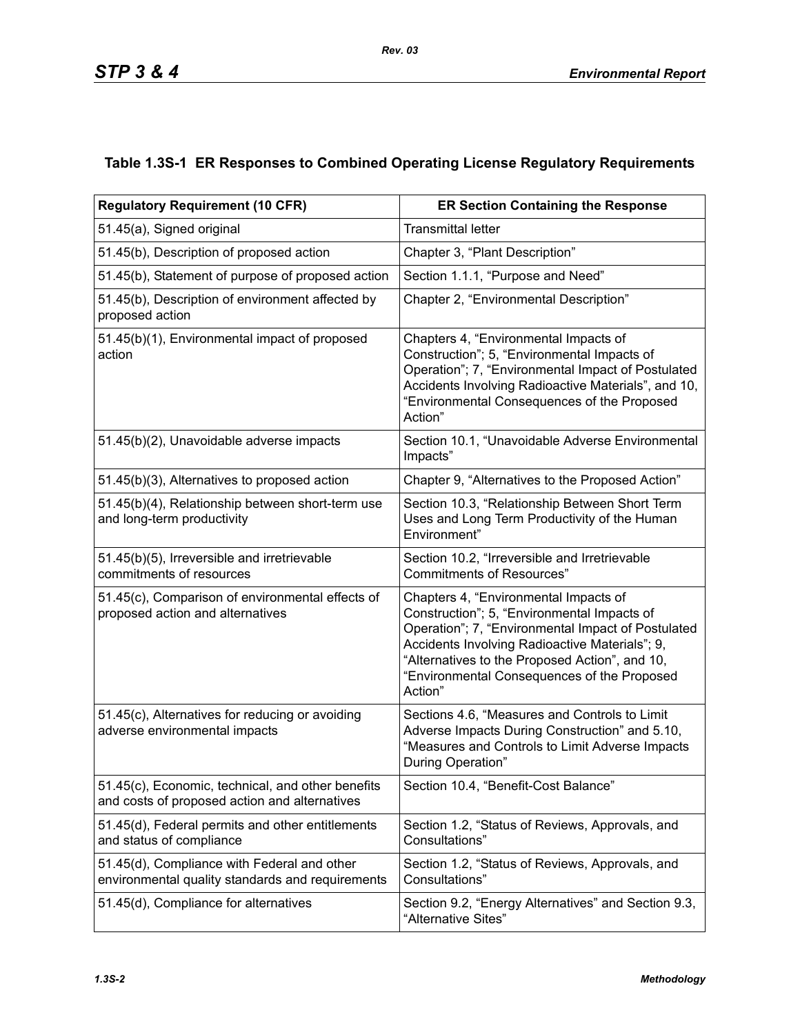## Table 1.3S-1 ER Responses to Combined Operating License Regulatory Requirements

| Regulatory Requirement (10 CFR) | ER Section Containing the Response |
|---|---|
| 51.45(a), Signed original | Transmittal letter |
| 51.45(b), Description of proposed action | Chapter 3, “Plant Description” |
| 51.45(b), Statement of purpose of proposed action | Section 1.1.1, “Purpose and Need” |
| 51.45(b), Description of environment affected by proposed action | Chapter 2, “Environmental Description” |
| 51.45(b)(1), Environmental impact of proposed action | Chapters 4, “Environmental Impacts of Construction”; 5, “Environmental Impacts of Operation”; 7, “Environmental Impact of Postulated Accidents Involving Radioactive Materials”, and 10, “Environmental Consequences of the Proposed Action” |
| 51.45(b)(2), Unavoidable adverse impacts | Section 10.1, “Unavoidable Adverse Environmental Impacts” |
| 51.45(b)(3), Alternatives to proposed action | Chapter 9, “Alternatives to the Proposed Action” |
| 51.45(b)(4), Relationship between short-term use and long-term productivity | Section 10.3, “Relationship Between Short Term Uses and Long Term Productivity of the Human Environment” |
| 51.45(b)(5), Irreversible and irretrievable commitments of resources | Section 10.2, “Irreversible and Irretrievable Commitments of Resources” |
| 51.45(c), Comparison of environmental effects of proposed action and alternatives | Chapters 4, “Environmental Impacts of Construction”; 5, “Environmental Impacts of Operation”; 7, “Environmental Impact of Postulated Accidents Involving Radioactive Materials”; 9, “Alternatives to the Proposed Action”, and 10, “Environmental Consequences of the Proposed Action” |
| 51.45(c), Alternatives for reducing or avoiding adverse environmental impacts | Sections 4.6, “Measures and Controls to Limit Adverse Impacts During Construction” and 5.10, “Measures and Controls to Limit Adverse Impacts During Operation” |
| 51.45(c), Economic, technical, and other benefits and costs of proposed action and alternatives | Section 10.4, “Benefit-Cost Balance” |
| 51.45(d), Federal permits and other entitlements and status of compliance | Section 1.2, “Status of Reviews, Approvals, and Consultations” |
| 51.45(d), Compliance with Federal and other environmental quality standards and requirements | Section 1.2, “Status of Reviews, Approvals, and Consultations” |
| 51.45(d), Compliance for alternatives | Section 9.2, “Energy Alternatives” and Section 9.3, “Alternative Sites” |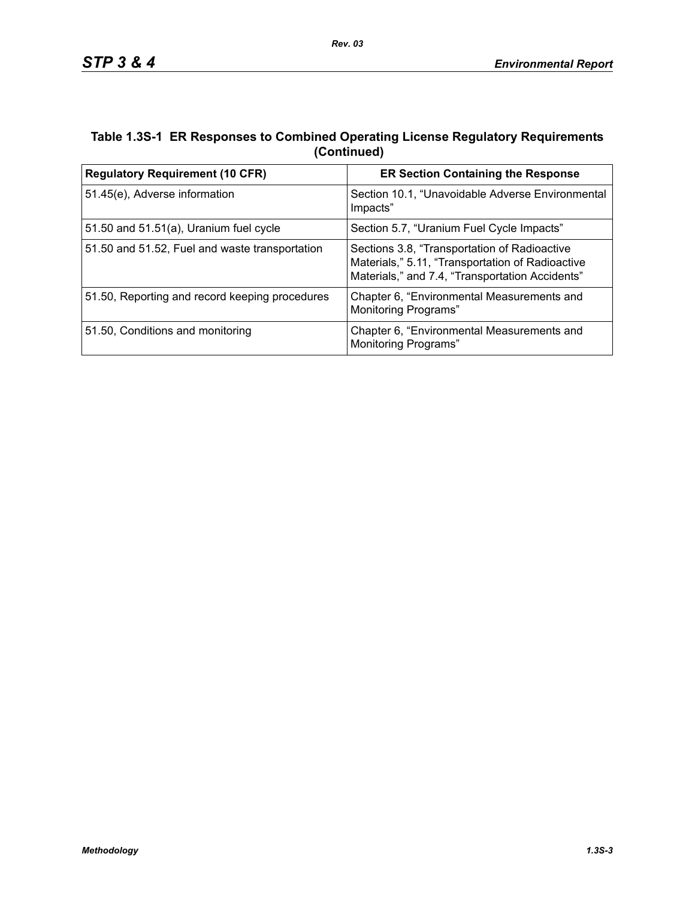**Table 1.3S-1 ER Responses to Combined Operating License Regulatory Requirements (Continued)**

| Regulatory Requirement (10 CFR) | ER Section Containing the Response |
| --- | --- |
| 51.45(e), Adverse information | Section 10.1, “Unavoidable Adverse Environmental Impacts” |
| 51.50 and 51.51(a), Uranium fuel cycle | Section 5.7, “Uranium Fuel Cycle Impacts” |
| 51.50 and 51.52, Fuel and waste transportation | Sections 3.8, “Transportation of Radioactive Materials,” 5.11, “Transportation of Radioactive Materials,” and 7.4, “Transportation Accidents” |
| 51.50, Reporting and record keeping procedures | Chapter 6, “Environmental Measurements and Monitoring Programs” |
| 51.50, Conditions and monitoring | Chapter 6, “Environmental Measurements and Monitoring Programs” |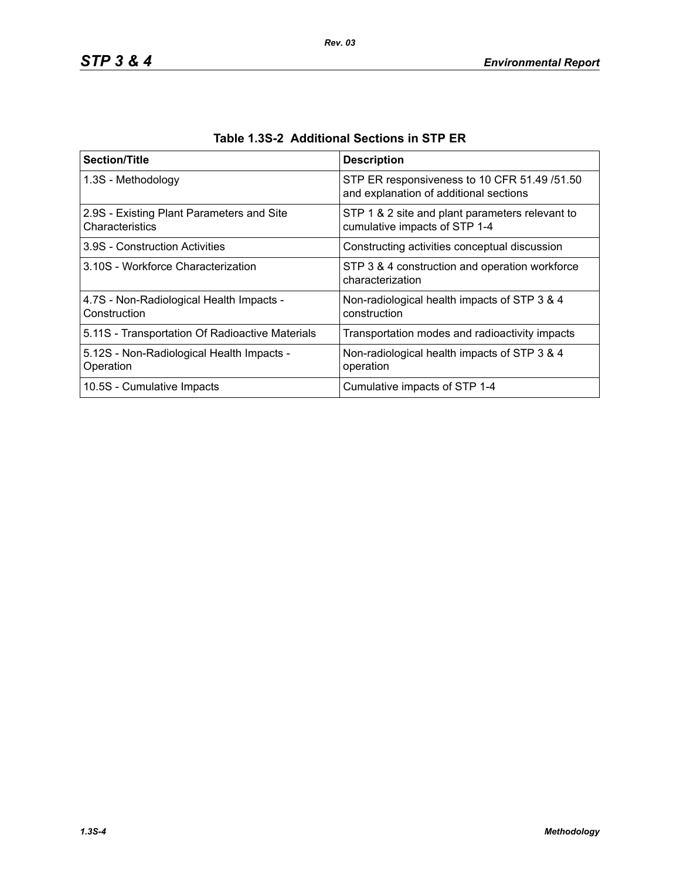**Table 1.3S-2 Additional Sections in STP ER**

| Section/Title | Description |
|---|---|
| 1.3S - Methodology | STP ER responsiveness to 10 CFR 51.49 /51.50 and explanation of additional sections |
| 2.9S - Existing Plant Parameters and Site Characteristics | STP 1 & 2 site and plant parameters relevant to cumulative impacts of STP 1-4 |
| 3.9S - Construction Activities | Constructing activities conceptual discussion |
| 3.10S - Workforce Characterization | STP 3 & 4 construction and operation workforce characterization |
| 4.7S - Non-Radiological Health Impacts - Construction | Non-radiological health impacts of STP 3 & 4 construction |
| 5.11S - Transportation Of Radioactive Materials | Transportation modes and radioactivity impacts |
| 5.12S - Non-Radiological Health Impacts - Operation | Non-radiological health impacts of STP 3 & 4 operation |
| 10.5S - Cumulative Impacts | Cumulative impacts of STP 1-4 |